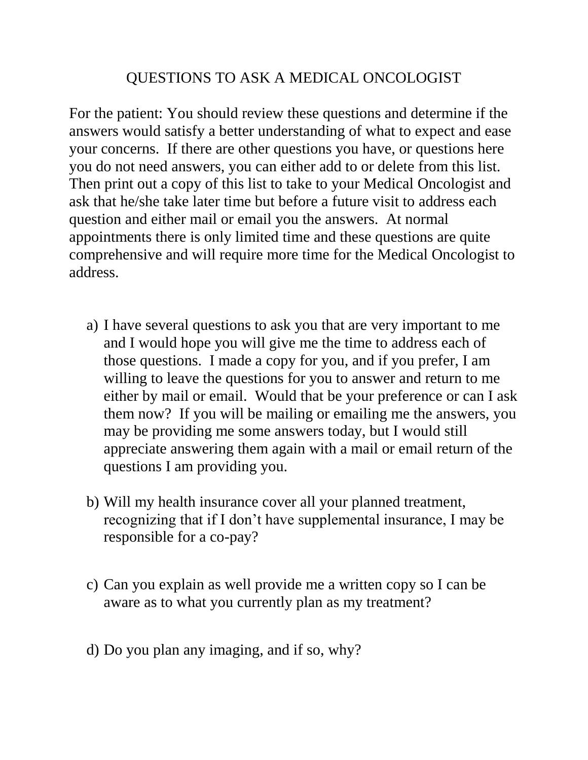# QUESTIONS TO ASK A MEDICAL ONCOLOGIST

For the patient: You should review these questions and determine if the answers would satisfy a better understanding of what to expect and ease your concerns. If there are other questions you have, or questions here you do not need answers, you can either add to or delete from this list. Then print out a copy of this list to take to your Medical Oncologist and ask that he/she take later time but before a future visit to address each question and either mail or email you the answers. At normal appointments there is only limited time and these questions are quite comprehensive and will require more time for the Medical Oncologist to address.

a) I have several questions to ask you that are very important to me and I would hope you will give me the time to address each of those questions. I made a copy for you, and if you prefer, I am willing to leave the questions for you to answer and return to me either by mail or email. Would that be your preference or can I ask them now? If you will be mailing or emailing me the answers, you may be providing me some answers today, but I would still appreciate answering them again with a mail or email return of the questions I am providing you.

b) Will my health insurance cover all your planned treatment, recognizing that if I don't have supplemental insurance, I may be responsible for a co-pay?

c) Can you explain as well provide me a written copy so I can be aware as to what you currently plan as my treatment?

d) Do you plan any imaging, and if so, why?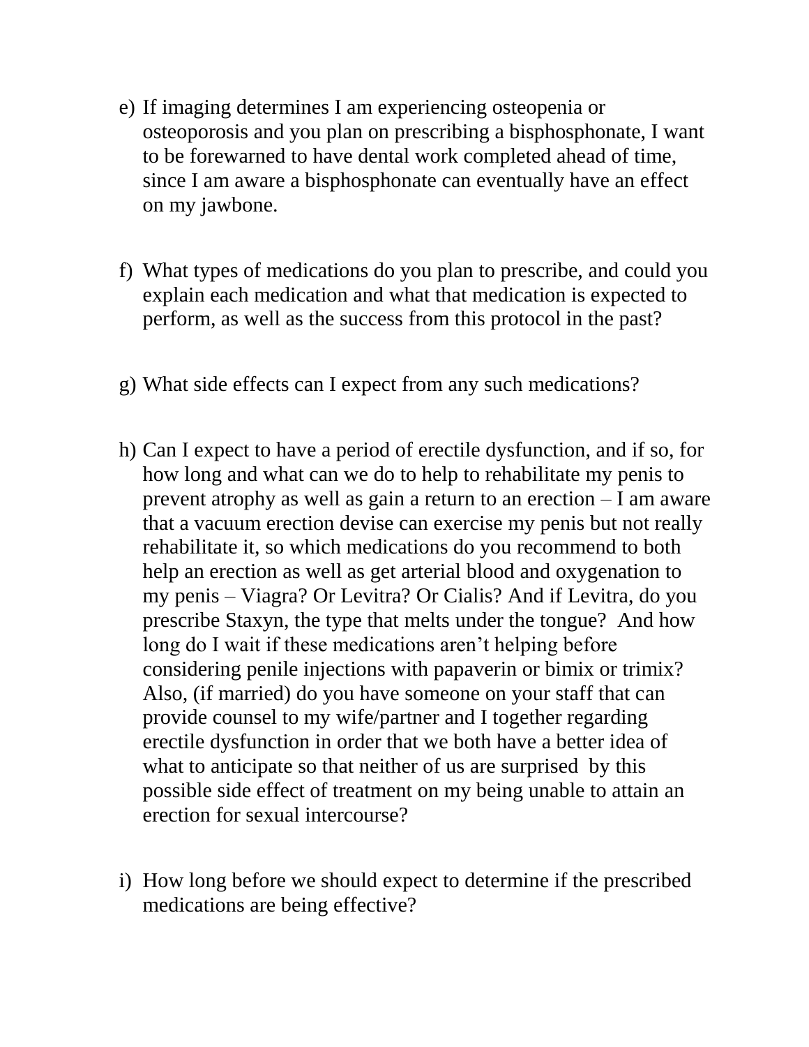e) If imaging determines I am experiencing osteopenia or osteoporosis and you plan on prescribing a bisphosphonate, I want to be forewarned to have dental work completed ahead of time, since I am aware a bisphosphonate can eventually have an effect on my jawbone.

f) What types of medications do you plan to prescribe, and could you explain each medication and what that medication is expected to perform, as well as the success from this protocol in the past?

g) What side effects can I expect from any such medications?

h) Can I expect to have a period of erectile dysfunction, and if so, for how long and what can we do to help to rehabilitate my penis to prevent atrophy as well as gain a return to an erection – I am aware that a vacuum erection devise can exercise my penis but not really rehabilitate it, so which medications do you recommend to both help an erection as well as get arterial blood and oxygenation to my penis – Viagra? Or Levitra? Or Cialis? And if Levitra, do you prescribe Staxyn, the type that melts under the tongue? And how long do I wait if these medications aren't helping before considering penile injections with papaverin or bimix or trimix? Also, (if married) do you have someone on your staff that can provide counsel to my wife/partner and I together regarding erectile dysfunction in order that we both have a better idea of what to anticipate so that neither of us are surprised by this possible side effect of treatment on my being unable to attain an erection for sexual intercourse?

i) How long before we should expect to determine if the prescribed medications are being effective?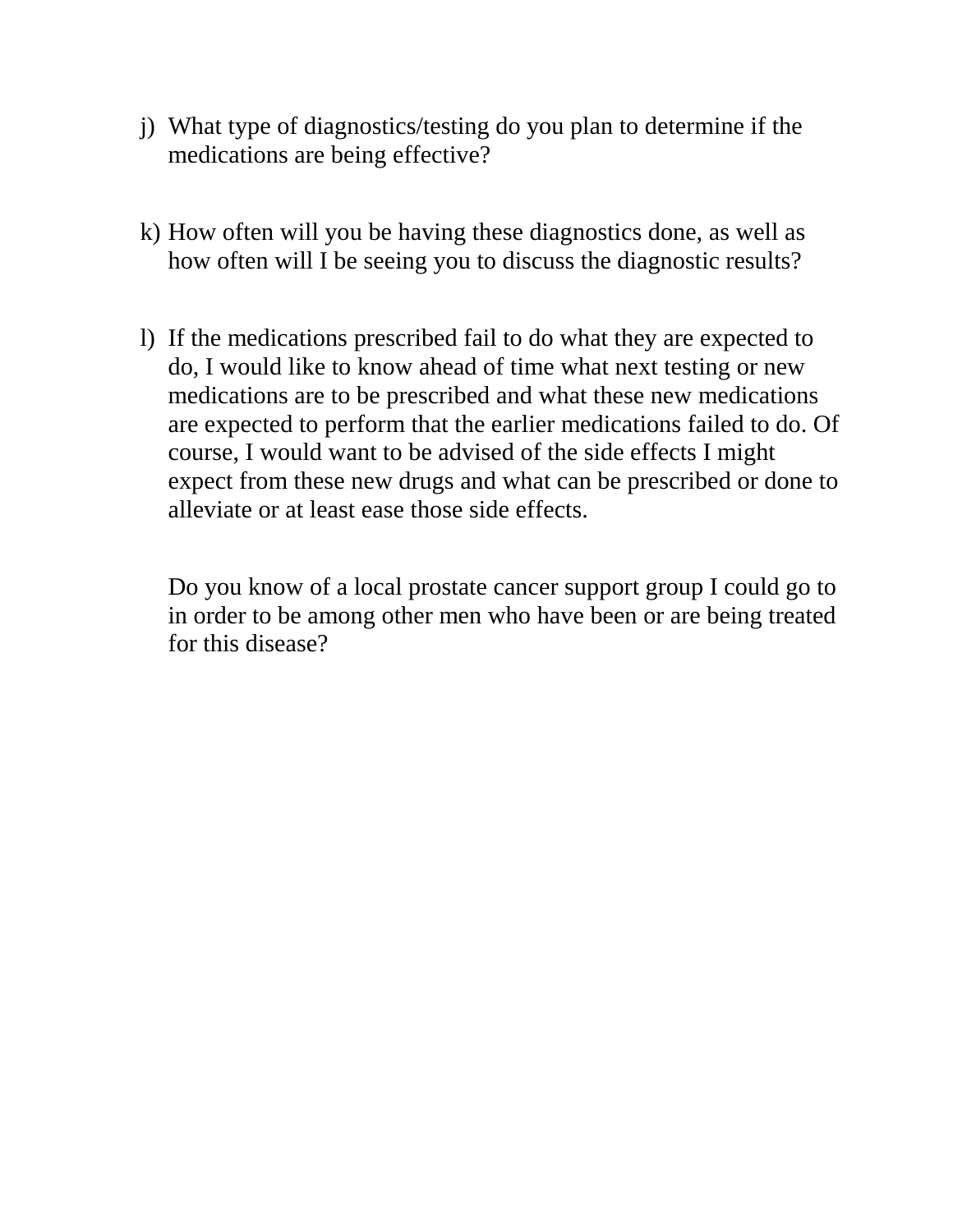j) What type of diagnostics/testing do you plan to determine if the medications are being effective?

k) How often will you be having these diagnostics done, as well as how often will I be seeing you to discuss the diagnostic results?

l) If the medications prescribed fail to do what they are expected to do, I would like to know ahead of time what next testing or new medications are to be prescribed and what these new medications are expected to perform that the earlier medications failed to do. Of course, I would want to be advised of the side effects I might expect from these new drugs and what can be prescribed or done to alleviate or at least ease those side effects.

   Do you know of a local prostate cancer support group I could go to in order to be among other men who have been or are being treated for this disease?